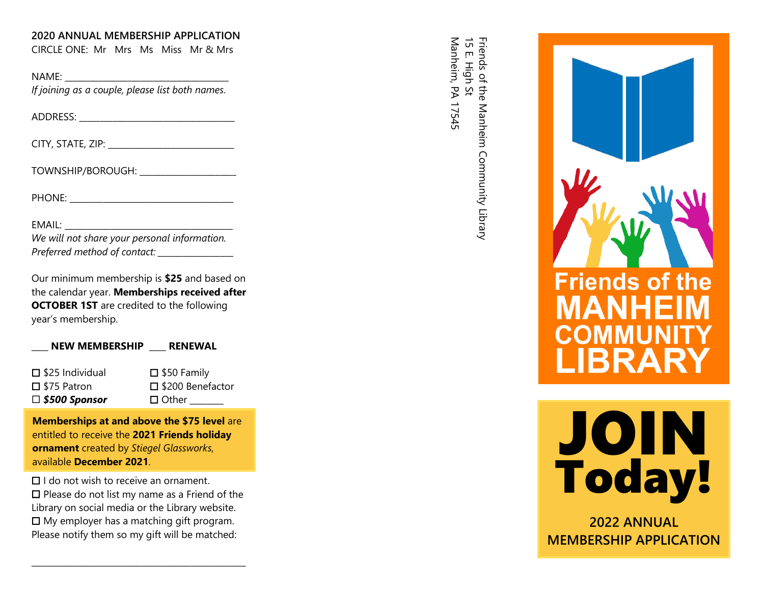## 2020 ANNUAL MEMBERSHIP APPLICATION

CIRCLE ONE: Mr Mrs Ms Miss Mr & Mrs

NAME: ___________________________________

*If joining as a couple, please list both names.*

ADDRESS: _________________________________

CITY, STATE, ZIP: ___________________________

TOWNSHIP/BOROUGH: ____________________

PHONE: __________________________________

EMAIL: ___________________________________

*We will not share your personal information.*

*Preferred method of contact:* ________________

Our minimum membership is **$25** and based on the calendar year. **Memberships received after OCTOBER 1ST** are credited to the following year's membership.

____ **NEW MEMBERSHIP** ____ **RENEWAL**

- ☐ $25 Individual
- ☐ $50 Family
- ☐ $75 Patron
- ☐ $200 Benefactor
- ☐ ***$500 Sponsor***
- ☐ Other _______

**Memberships at and above the $75 level** are entitled to receive the **2021 Friends holiday ornament** created by *Stiegel Glassworks*, available **December 2021**.

☐ I do not wish to receive an ornament.

☐ Please do not list my name as a Friend of the Library on social media or the Library website.

☐ My employer has a matching gift program. Please notify them so my gift will be matched:

_______________________________________________

Friends of the Manheim Community Library
15 E. High St
Manheim, PA 17545

# Friends of the MANHEIM COMMUNITY LIBRARY

# JOIN Today!

## 2022 ANNUAL MEMBERSHIP APPLICATION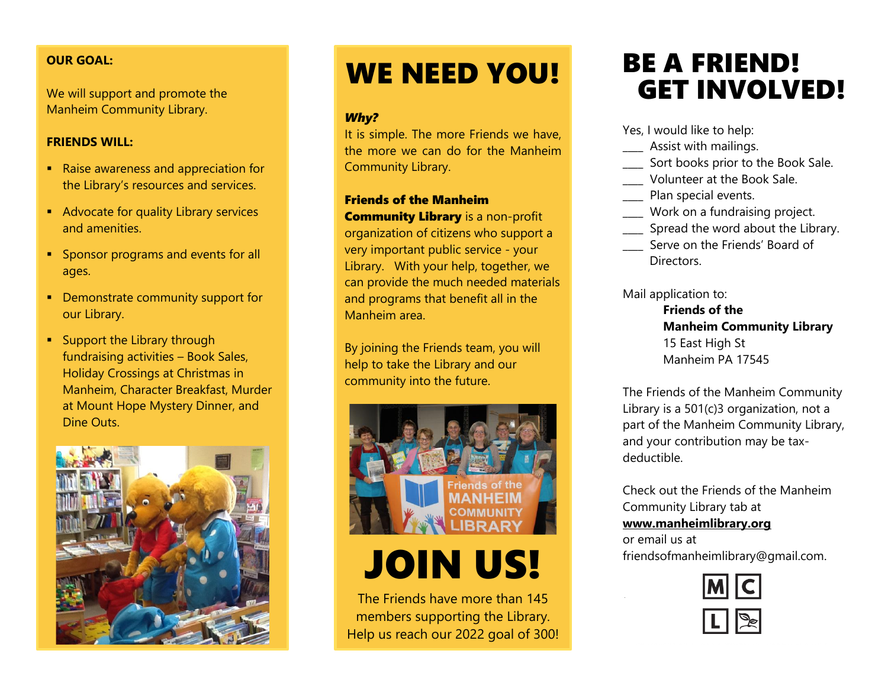**OUR GOAL:**

We will support and promote the Manheim Community Library.

**FRIENDS WILL:**

- Raise awareness and appreciation for the Library's resources and services.
- Advocate for quality Library services and amenities.
- Sponsor programs and events for all ages.
- Demonstrate community support for our Library.
- Support the Library through fundraising activities – Book Sales, Holiday Crossings at Christmas in Manheim, Character Breakfast, Murder at Mount Hope Mystery Dinner, and Dine Outs.

# WE NEED YOU!

***Why?***

It is simple. The more Friends we have, the more we can do for the Manheim Community Library.

**Friends of the Manheim Community Library** is a non-profit organization of citizens who support a very important public service - your Library. With your help, together, we can provide the much needed materials and programs that benefit all in the Manheim area.

By joining the Friends team, you will help to take the Library and our community into the future.

# JOIN US!

The Friends have more than 145 members supporting the Library. Help us reach our 2022 goal of 300!

# BE A FRIEND! GET INVOLVED!

Yes, I would like to help:

\_\_\_\_ Assist with mailings.
\_\_\_\_ Sort books prior to the Book Sale.
\_\_\_\_ Volunteer at the Book Sale.
\_\_\_\_ Plan special events.
\_\_\_\_ Work on a fundraising project.
\_\_\_\_ Spread the word about the Library.
\_\_\_\_ Serve on the Friends' Board of Directors.

Mail application to:

**Friends of the**
**Manheim Community Library**
15 East High St
Manheim PA 17545

The Friends of the Manheim Community Library is a 501(c)3 organization, not a part of the Manheim Community Library, and your contribution may be tax-deductible.

Check out the Friends of the Manheim Community Library tab at **www.manheimlibrary.org** or email us at friendsofmanheimlibrary@gmail.com.